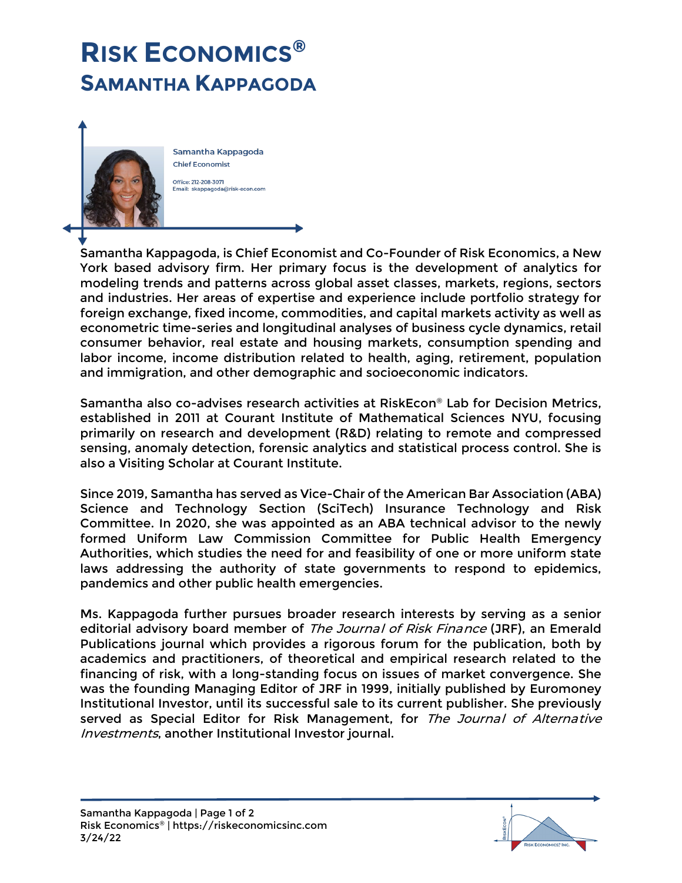# RISK ECONOMICS®
## SAMANTHA KAPPAGODA

Samantha Kappagoda
Chief Economist

Office: 212-208-3071
Email: skappagoda@risk-econ.com

Samantha Kappagoda, is Chief Economist and Co-Founder of Risk Economics, a New York based advisory firm. Her primary focus is the development of analytics for modeling trends and patterns across global asset classes, markets, regions, sectors and industries. Her areas of expertise and experience include portfolio strategy for foreign exchange, fixed income, commodities, and capital markets activity as well as econometric time-series and longitudinal analyses of business cycle dynamics, retail consumer behavior, real estate and housing markets, consumption spending and labor income, income distribution related to health, aging, retirement, population and immigration, and other demographic and socioeconomic indicators.

Samantha also co-advises research activities at RiskEcon® Lab for Decision Metrics, established in 2011 at Courant Institute of Mathematical Sciences NYU, focusing primarily on research and development (R&D) relating to remote and compressed sensing, anomaly detection, forensic analytics and statistical process control. She is also a Visiting Scholar at Courant Institute.

Since 2019, Samantha has served as Vice-Chair of the American Bar Association (ABA) Science and Technology Section (SciTech) Insurance Technology and Risk Committee. In 2020, she was appointed as an ABA technical advisor to the newly formed Uniform Law Commission Committee for Public Health Emergency Authorities, which studies the need for and feasibility of one or more uniform state laws addressing the authority of state governments to respond to epidemics, pandemics and other public health emergencies.

Ms. Kappagoda further pursues broader research interests by serving as a senior editorial advisory board member of *The Journal of Risk Finance* (JRF), an Emerald Publications journal which provides a rigorous forum for the publication, both by academics and practitioners, of theoretical and empirical research related to the financing of risk, with a long-standing focus on issues of market convergence. She was the founding Managing Editor of JRF in 1999, initially published by Euromoney Institutional Investor, until its successful sale to its current publisher. She previously served as Special Editor for Risk Management, for *The Journal of Alternative Investments*, another Institutional Investor journal.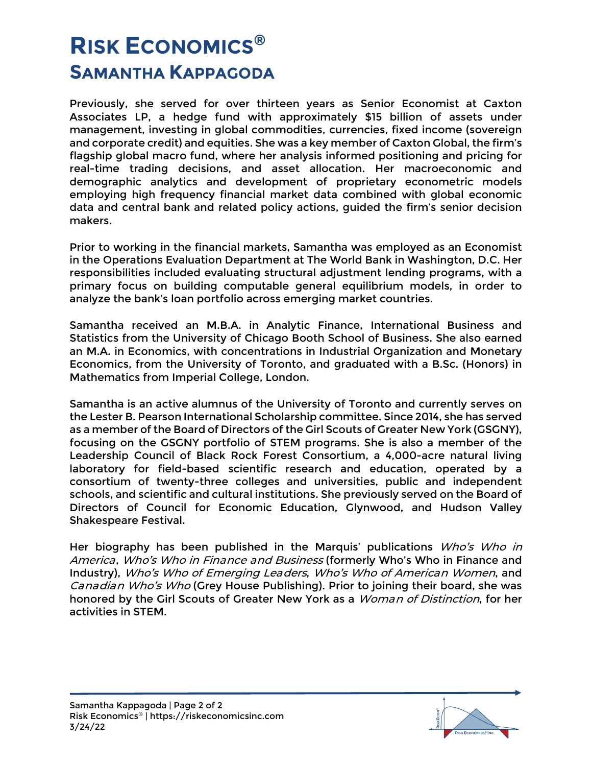# Risk Economics®

## Samantha Kappagoda

Previously, she served for over thirteen years as Senior Economist at Caxton Associates LP, a hedge fund with approximately $15 billion of assets under management, investing in global commodities, currencies, fixed income (sovereign and corporate credit) and equities. She was a key member of Caxton Global, the firm's flagship global macro fund, where her analysis informed positioning and pricing for real-time trading decisions, and asset allocation. Her macroeconomic and demographic analytics and development of proprietary econometric models employing high frequency financial market data combined with global economic data and central bank and related policy actions, guided the firm's senior decision makers.

Prior to working in the financial markets, Samantha was employed as an Economist in the Operations Evaluation Department at The World Bank in Washington, D.C. Her responsibilities included evaluating structural adjustment lending programs, with a primary focus on building computable general equilibrium models, in order to analyze the bank's loan portfolio across emerging market countries.

Samantha received an M.B.A. in Analytic Finance, International Business and Statistics from the University of Chicago Booth School of Business. She also earned an M.A. in Economics, with concentrations in Industrial Organization and Monetary Economics, from the University of Toronto, and graduated with a B.Sc. (Honors) in Mathematics from Imperial College, London.

Samantha is an active alumnus of the University of Toronto and currently serves on the Lester B. Pearson International Scholarship committee. Since 2014, she has served as a member of the Board of Directors of the Girl Scouts of Greater New York (GSGNY), focusing on the GSGNY portfolio of STEM programs. She is also a member of the Leadership Council of Black Rock Forest Consortium, a 4,000-acre natural living laboratory for field-based scientific research and education, operated by a consortium of twenty-three colleges and universities, public and independent schools, and scientific and cultural institutions. She previously served on the Board of Directors of Council for Economic Education, Glynwood, and Hudson Valley Shakespeare Festival.

Her biography has been published in the Marquis' publications *Who's Who in America*, *Who's Who in Finance and Business* (formerly Who's Who in Finance and Industry), *Who's Who of Emerging Leaders*, *Who's Who of American Women*, and *Canadian Who's Who* (Grey House Publishing). Prior to joining their board, she was honored by the Girl Scouts of Greater New York as a *Woman of Distinction*, for her activities in STEM.